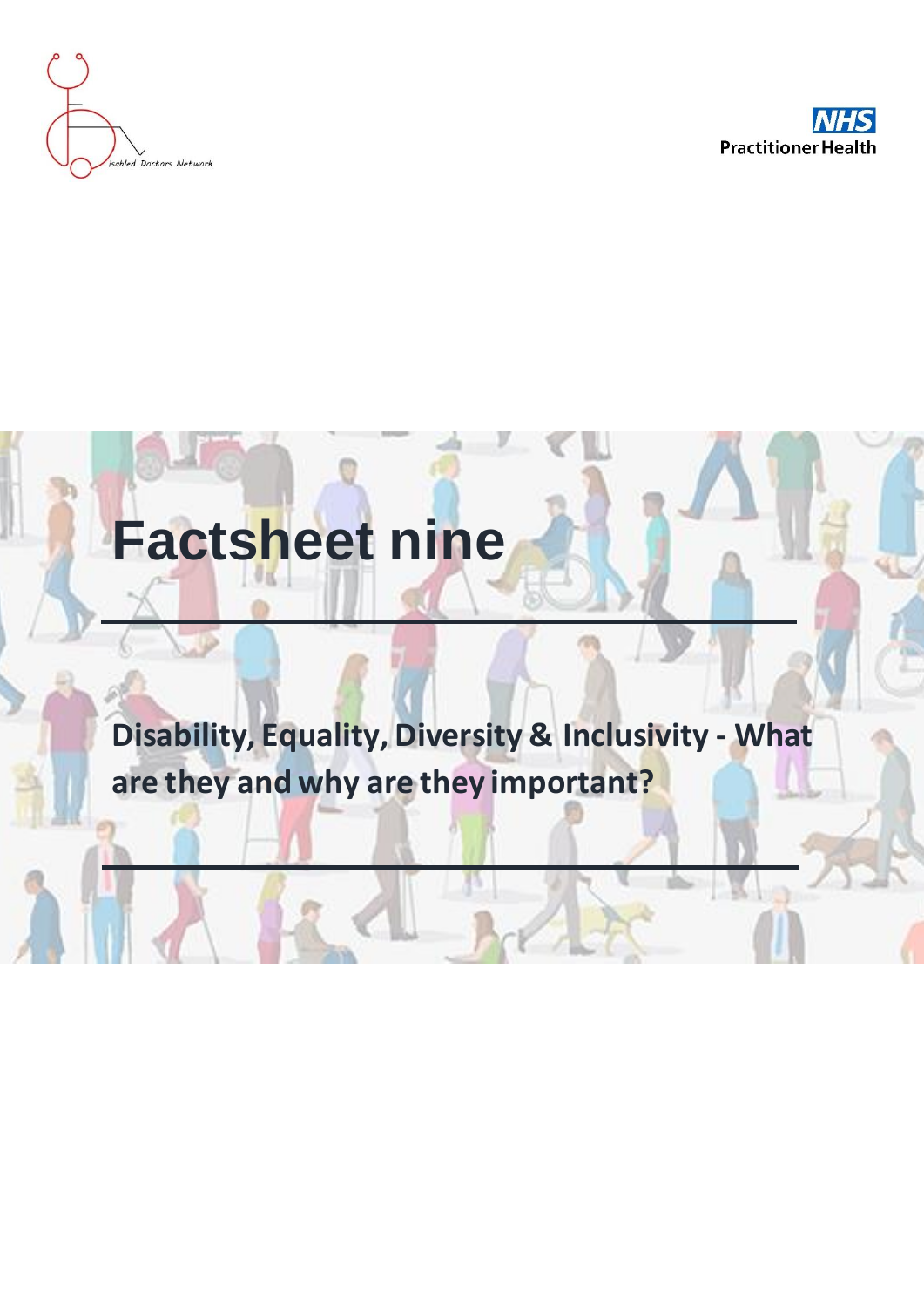isabled Doctors Network

NHS Practitioner Health

# Factsheet nine

## Disability, Equality, Diversity & Inclusivity - What are they and why are they important?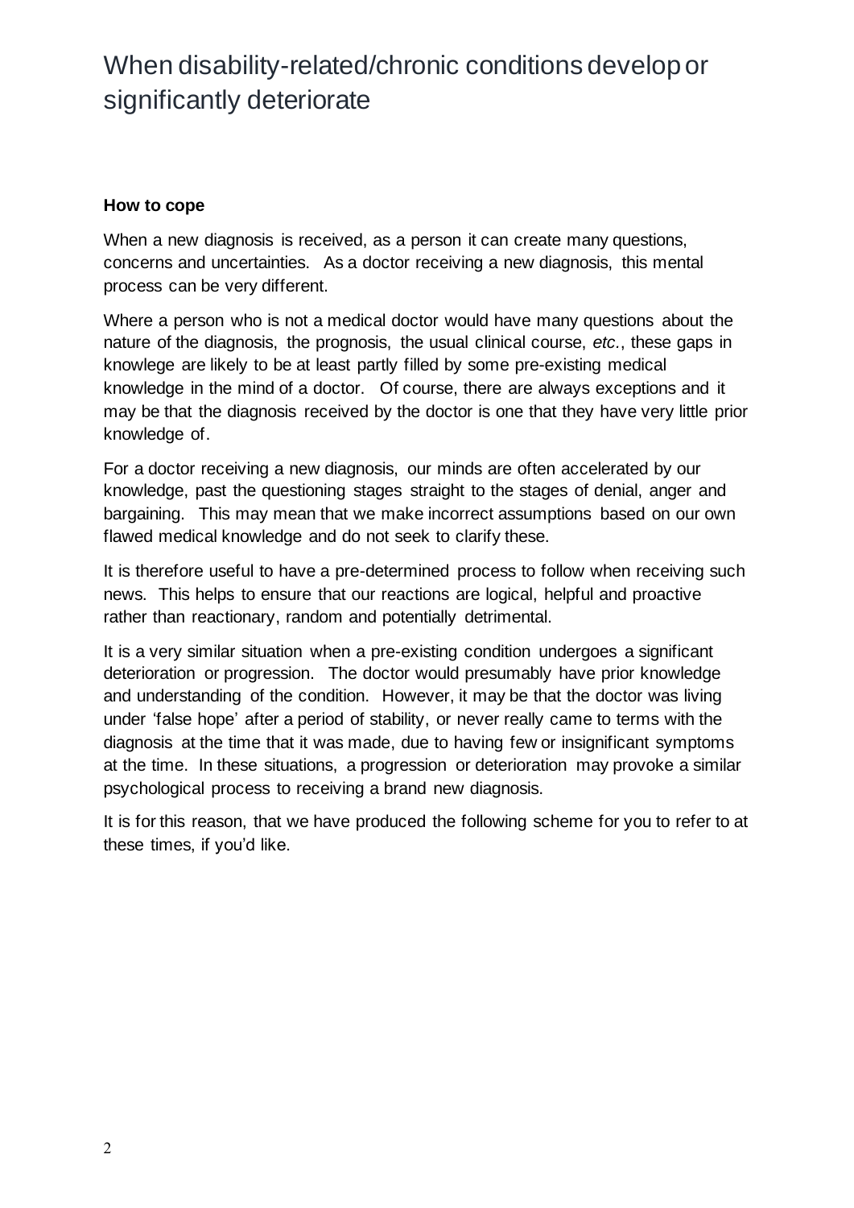# When disability-related/chronic conditions develop or significantly deteriorate

**How to cope**

When a new diagnosis is received, as a person it can create many questions, concerns and uncertainties. As a doctor receiving a new diagnosis, this mental process can be very different.

Where a person who is not a medical doctor would have many questions about the nature of the diagnosis, the prognosis, the usual clinical course, *etc.*, these gaps in knowlege are likely to be at least partly filled by some pre-existing medical knowledge in the mind of a doctor. Of course, there are always exceptions and it may be that the diagnosis received by the doctor is one that they have very little prior knowledge of.

For a doctor receiving a new diagnosis, our minds are often accelerated by our knowledge, past the questioning stages straight to the stages of denial, anger and bargaining. This may mean that we make incorrect assumptions based on our own flawed medical knowledge and do not seek to clarify these.

It is therefore useful to have a pre-determined process to follow when receiving such news. This helps to ensure that our reactions are logical, helpful and proactive rather than reactionary, random and potentially detrimental.

It is a very similar situation when a pre-existing condition undergoes a significant deterioration or progression. The doctor would presumably have prior knowledge and understanding of the condition. However, it may be that the doctor was living under 'false hope' after a period of stability, or never really came to terms with the diagnosis at the time that it was made, due to having few or insignificant symptoms at the time. In these situations, a progression or deterioration may provoke a similar psychological process to receiving a brand new diagnosis.

It is for this reason, that we have produced the following scheme for you to refer to at these times, if you'd like.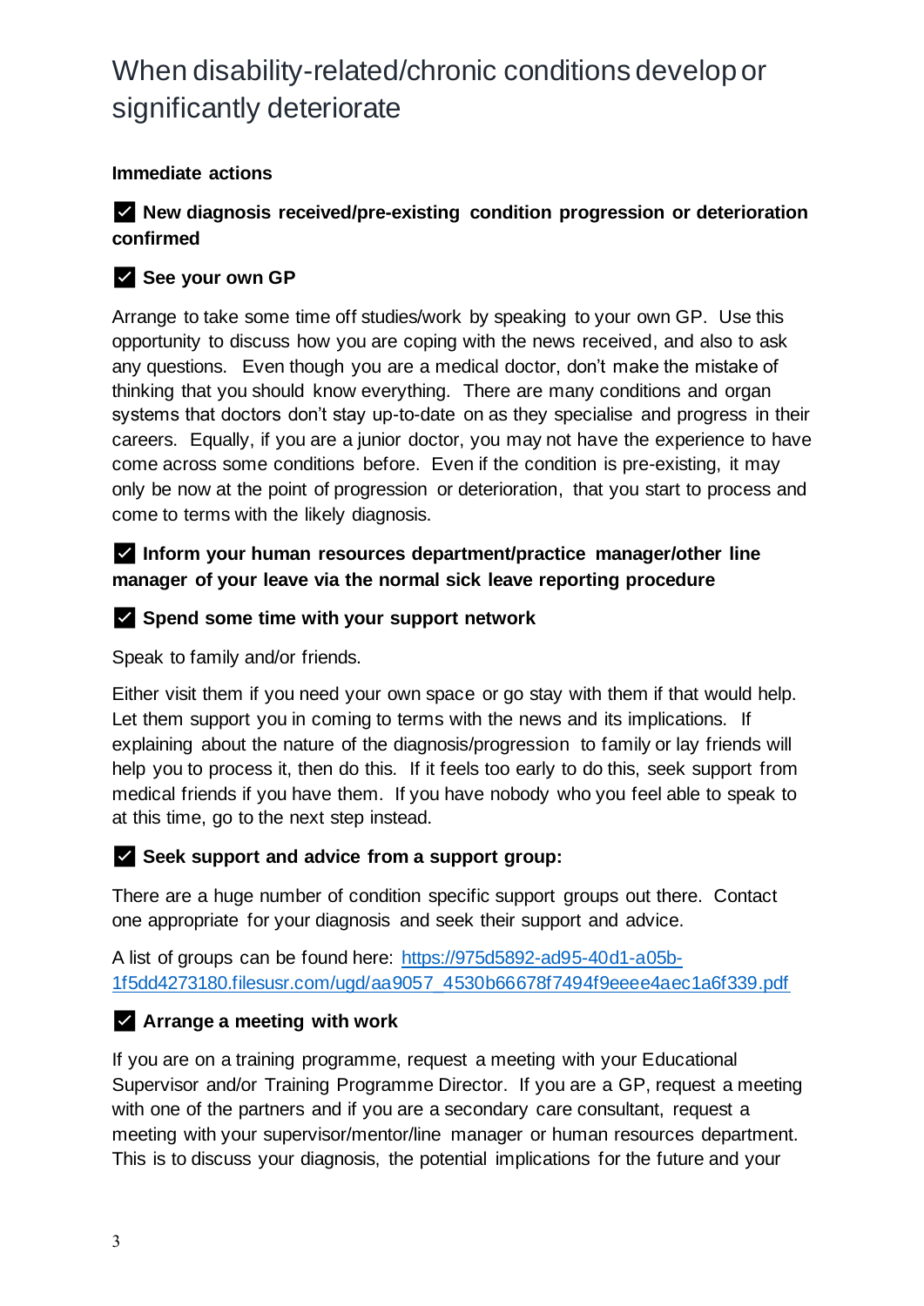# When disability-related/chronic conditions develop or significantly deteriorate

**Immediate actions**

☑ **New diagnosis received/pre-existing condition progression or deterioration confirmed**

☑ **See your own GP**

Arrange to take some time off studies/work by speaking to your own GP. Use this opportunity to discuss how you are coping with the news received, and also to ask any questions. Even though you are a medical doctor, don't make the mistake of thinking that you should know everything. There are many conditions and organ systems that doctors don't stay up-to-date on as they specialise and progress in their careers. Equally, if you are a junior doctor, you may not have the experience to have come across some conditions before. Even if the condition is pre-existing, it may only be now at the point of progression or deterioration, that you start to process and come to terms with the likely diagnosis.

☑ **Inform your human resources department/practice manager/other line manager of your leave via the normal sick leave reporting procedure**

☑ **Spend some time with your support network**

Speak to family and/or friends.

Either visit them if you need your own space or go stay with them if that would help. Let them support you in coming to terms with the news and its implications. If explaining about the nature of the diagnosis/progression to family or lay friends will help you to process it, then do this. If it feels too early to do this, seek support from medical friends if you have them. If you have nobody who you feel able to speak to at this time, go to the next step instead.

☑ **Seek support and advice from a support group:**

There are a huge number of condition specific support groups out there. Contact one appropriate for your diagnosis and seek their support and advice.

A list of groups can be found here: [https://975d5892-ad95-40d1-a05b-1f5dd4273180.filesusr.com/ugd/aa9057_4530b66678f7494f9eeee4aec1a6f339.pdf](https://975d5892-ad95-40d1-a05b-1f5dd4273180.filesusr.com/ugd/aa9057_4530b66678f7494f9eeee4aec1a6f339.pdf)

☑ **Arrange a meeting with work**

If you are on a training programme, request a meeting with your Educational Supervisor and/or Training Programme Director. If you are a GP, request a meeting with one of the partners and if you are a secondary care consultant, request a meeting with your supervisor/mentor/line manager or human resources department. This is to discuss your diagnosis, the potential implications for the future and your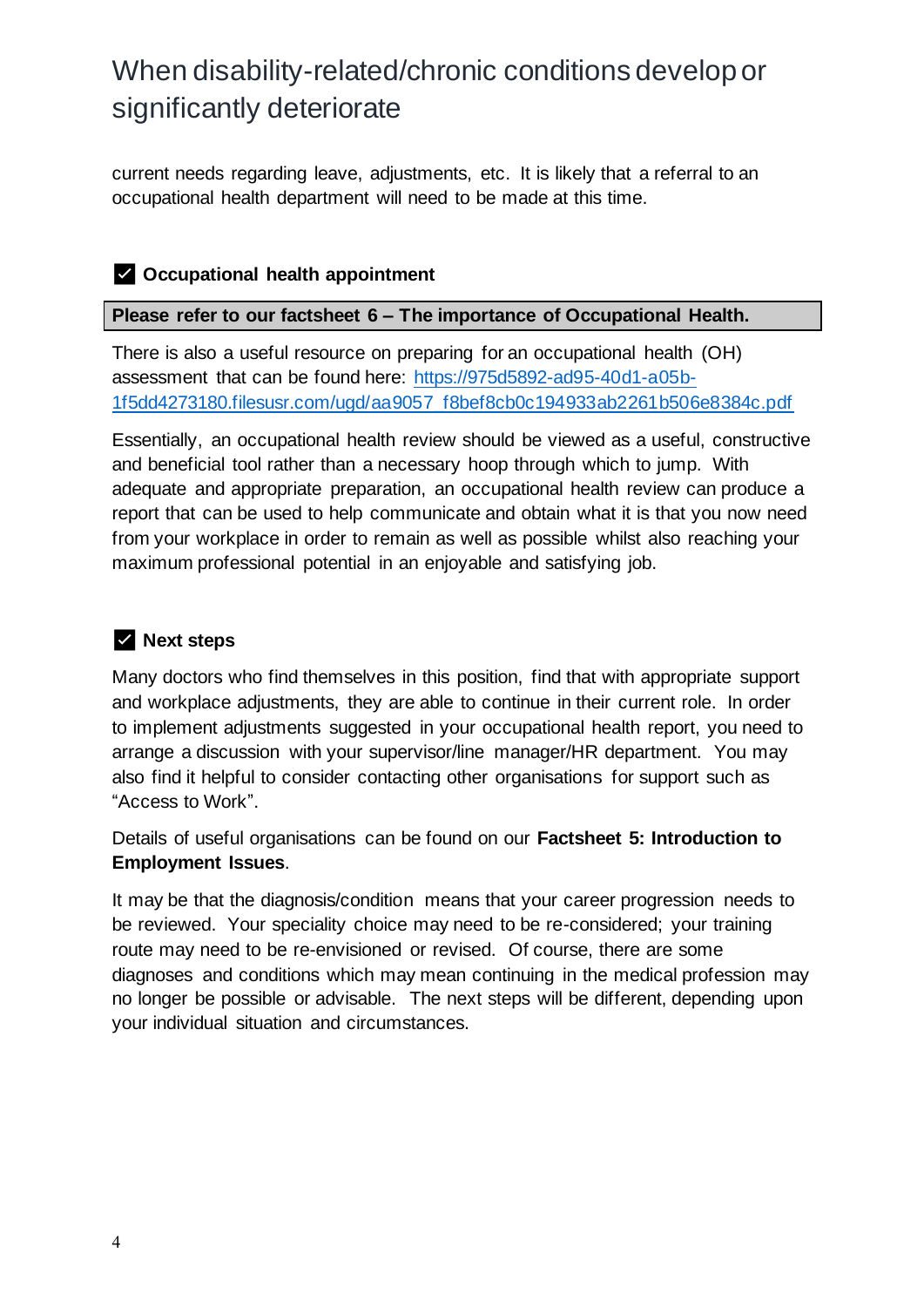# When disability-related/chronic conditions develop or significantly deteriorate

current needs regarding leave, adjustments, etc. It is likely that a referral to an occupational health department will need to be made at this time.

## ☑ Occupational health appointment

**Please refer to our factsheet 6 – The importance of Occupational Health.**

There is also a useful resource on preparing for an occupational health (OH) assessment that can be found here: https://975d5892-ad95-40d1-a05b-1f5dd4273180.filesusr.com/ugd/aa9057_f8bef8cb0c194933ab2261b506e8384c.pdf

Essentially, an occupational health review should be viewed as a useful, constructive and beneficial tool rather than a necessary hoop through which to jump. With adequate and appropriate preparation, an occupational health review can produce a report that can be used to help communicate and obtain what it is that you now need from your workplace in order to remain as well as possible whilst also reaching your maximum professional potential in an enjoyable and satisfying job.

## ☑ Next steps

Many doctors who find themselves in this position, find that with appropriate support and workplace adjustments, they are able to continue in their current role. In order to implement adjustments suggested in your occupational health report, you need to arrange a discussion with your supervisor/line manager/HR department. You may also find it helpful to consider contacting other organisations for support such as "Access to Work".

Details of useful organisations can be found on our **Factsheet 5: Introduction to Employment Issues**.

It may be that the diagnosis/condition means that your career progression needs to be reviewed. Your speciality choice may need to be re-considered; your training route may need to be re-envisioned or revised. Of course, there are some diagnoses and conditions which may mean continuing in the medical profession may no longer be possible or advisable. The next steps will be different, depending upon your individual situation and circumstances.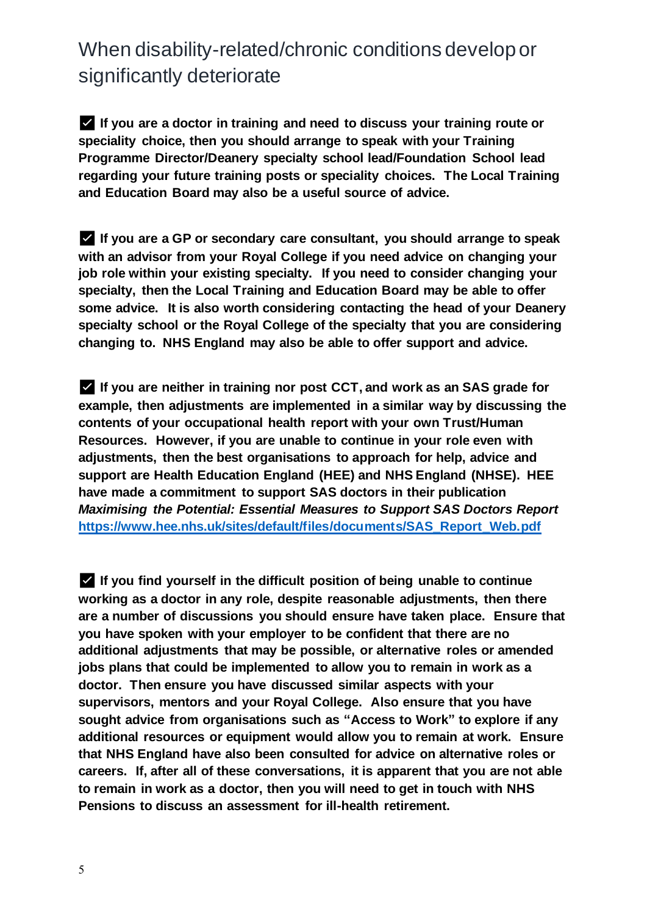## When disability-related/chronic conditions develop or significantly deteriorate

✓ **If you are a doctor in training and need to discuss your training route or speciality choice, then you should arrange to speak with your Training Programme Director/Deanery specialty school lead/Foundation School lead regarding your future training posts or speciality choices. The Local Training and Education Board may also be a useful source of advice.**

✓ **If you are a GP or secondary care consultant, you should arrange to speak with an advisor from your Royal College if you need advice on changing your job role within your existing specialty. If you need to consider changing your specialty, then the Local Training and Education Board may be able to offer some advice. It is also worth considering contacting the head of your Deanery specialty school or the Royal College of the specialty that you are considering changing to. NHS England may also be able to offer support and advice.**

✓ **If you are neither in training nor post CCT, and work as an SAS grade for example, then adjustments are implemented in a similar way by discussing the contents of your occupational health report with your own Trust/Human Resources. However, if you are unable to continue in your role even with adjustments, then the best organisations to approach for help, advice and support are Health Education England (HEE) and NHS England (NHSE). HEE have made a commitment to support SAS doctors in their publication *Maximising the Potential: Essential Measures to Support SAS Doctors Report* [https://www.hee.nhs.uk/sites/default/files/documents/SAS_Report_Web.pdf](https://www.hee.nhs.uk/sites/default/files/documents/SAS_Report_Web.pdf)**

✓ **If you find yourself in the difficult position of being unable to continue working as a doctor in any role, despite reasonable adjustments, then there are a number of discussions you should ensure have taken place. Ensure that you have spoken with your employer to be confident that there are no additional adjustments that may be possible, or alternative roles or amended jobs plans that could be implemented to allow you to remain in work as a doctor. Then ensure you have discussed similar aspects with your supervisors, mentors and your Royal College. Also ensure that you have sought advice from organisations such as "Access to Work" to explore if any additional resources or equipment would allow you to remain at work. Ensure that NHS England have also been consulted for advice on alternative roles or careers. If, after all of these conversations, it is apparent that you are not able to remain in work as a doctor, then you will need to get in touch with NHS Pensions to discuss an assessment for ill-health retirement.**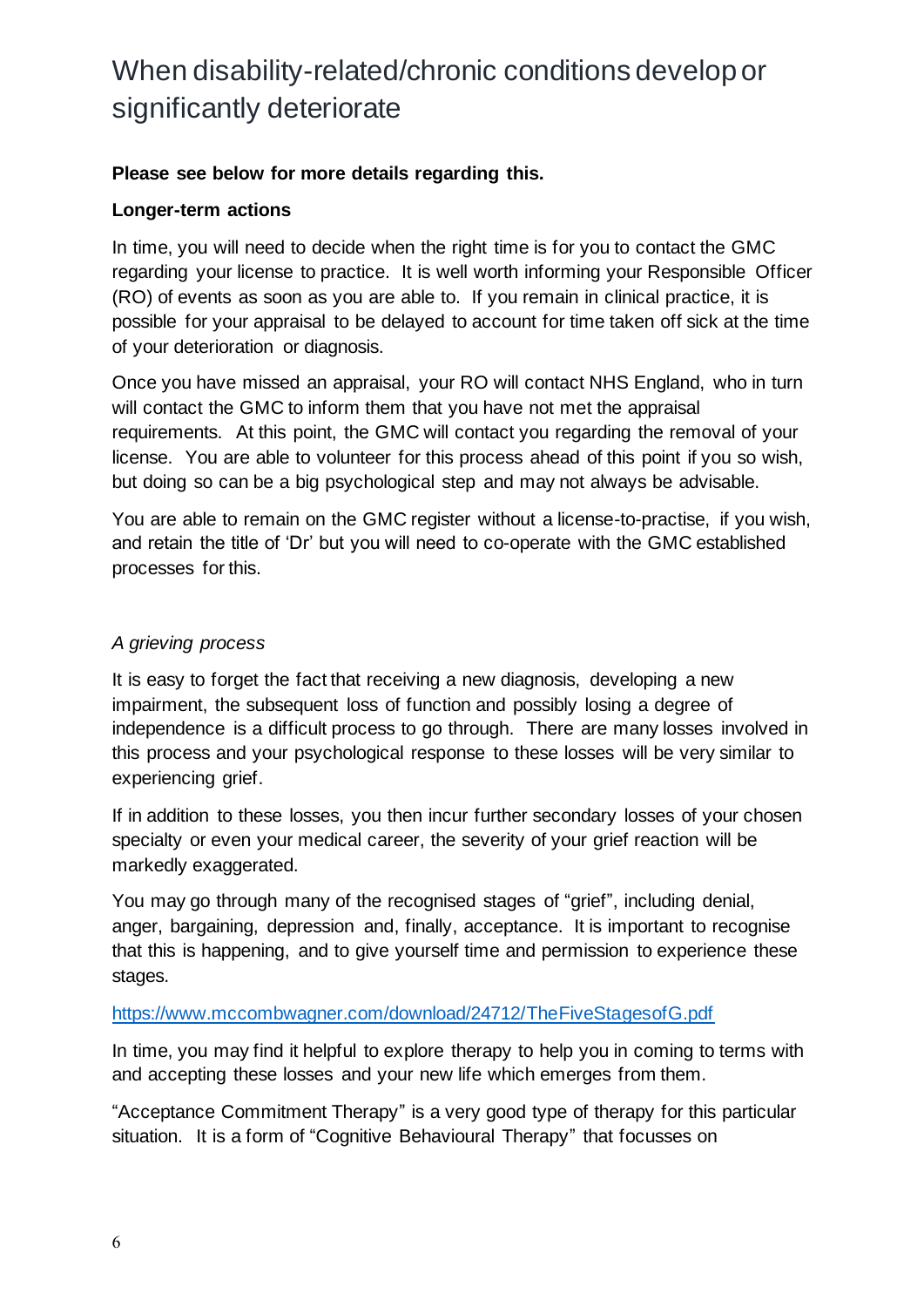# When disability-related/chronic conditions develop or significantly deteriorate

**Please see below for more details regarding this.**

**Longer-term actions**

In time, you will need to decide when the right time is for you to contact the GMC regarding your license to practice. It is well worth informing your Responsible Officer (RO) of events as soon as you are able to. If you remain in clinical practice, it is possible for your appraisal to be delayed to account for time taken off sick at the time of your deterioration or diagnosis.

Once you have missed an appraisal, your RO will contact NHS England, who in turn will contact the GMC to inform them that you have not met the appraisal requirements. At this point, the GMC will contact you regarding the removal of your license. You are able to volunteer for this process ahead of this point if you so wish, but doing so can be a big psychological step and may not always be advisable.

You are able to remain on the GMC register without a license-to-practise, if you wish, and retain the title of 'Dr' but you will need to co-operate with the GMC established processes for this.

*A grieving process*

It is easy to forget the fact that receiving a new diagnosis, developing a new impairment, the subsequent loss of function and possibly losing a degree of independence is a difficult process to go through. There are many losses involved in this process and your psychological response to these losses will be very similar to experiencing grief.

If in addition to these losses, you then incur further secondary losses of your chosen specialty or even your medical career, the severity of your grief reaction will be markedly exaggerated.

You may go through many of the recognised stages of "grief", including denial, anger, bargaining, depression and, finally, acceptance. It is important to recognise that this is happening, and to give yourself time and permission to experience these stages.

https://www.mccombwagner.com/download/24712/TheFiveStagesofG.pdf

In time, you may find it helpful to explore therapy to help you in coming to terms with and accepting these losses and your new life which emerges from them.

"Acceptance Commitment Therapy" is a very good type of therapy for this particular situation. It is a form of "Cognitive Behavioural Therapy" that focusses on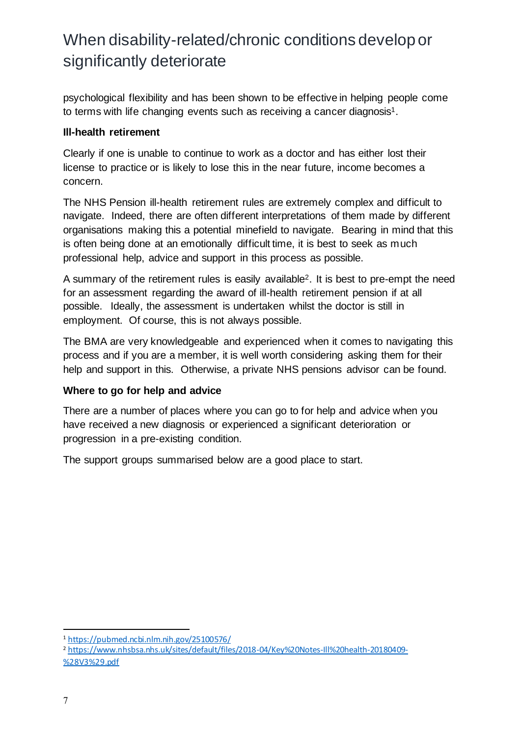# When disability-related/chronic conditions develop or significantly deteriorate

psychological flexibility and has been shown to be effective in helping people come to terms with life changing events such as receiving a cancer diagnosis[1].

**Ill-health retirement**

Clearly if one is unable to continue to work as a doctor and has either lost their license to practice or is likely to lose this in the near future, income becomes a concern.

The NHS Pension ill-health retirement rules are extremely complex and difficult to navigate. Indeed, there are often different interpretations of them made by different organisations making this a potential minefield to navigate. Bearing in mind that this is often being done at an emotionally difficult time, it is best to seek as much professional help, advice and support in this process as possible.

A summary of the retirement rules is easily available[2]. It is best to pre-empt the need for an assessment regarding the award of ill-health retirement pension if at all possible. Ideally, the assessment is undertaken whilst the doctor is still in employment. Of course, this is not always possible.

The BMA are very knowledgeable and experienced when it comes to navigating this process and if you are a member, it is well worth considering asking them for their help and support in this. Otherwise, a private NHS pensions advisor can be found.

**Where to go for help and advice**

There are a number of places where you can go to for help and advice when you have received a new diagnosis or experienced a significant deterioration or progression in a pre-existing condition.

The support groups summarised below are a good place to start.

---

[1] https://pubmed.ncbi.nlm.nih.gov/25100576/

[2] https://www.nhsbsa.nhs.uk/sites/default/files/2018-04/Key%20Notes-Ill%20health-20180409-%28V3%29.pdf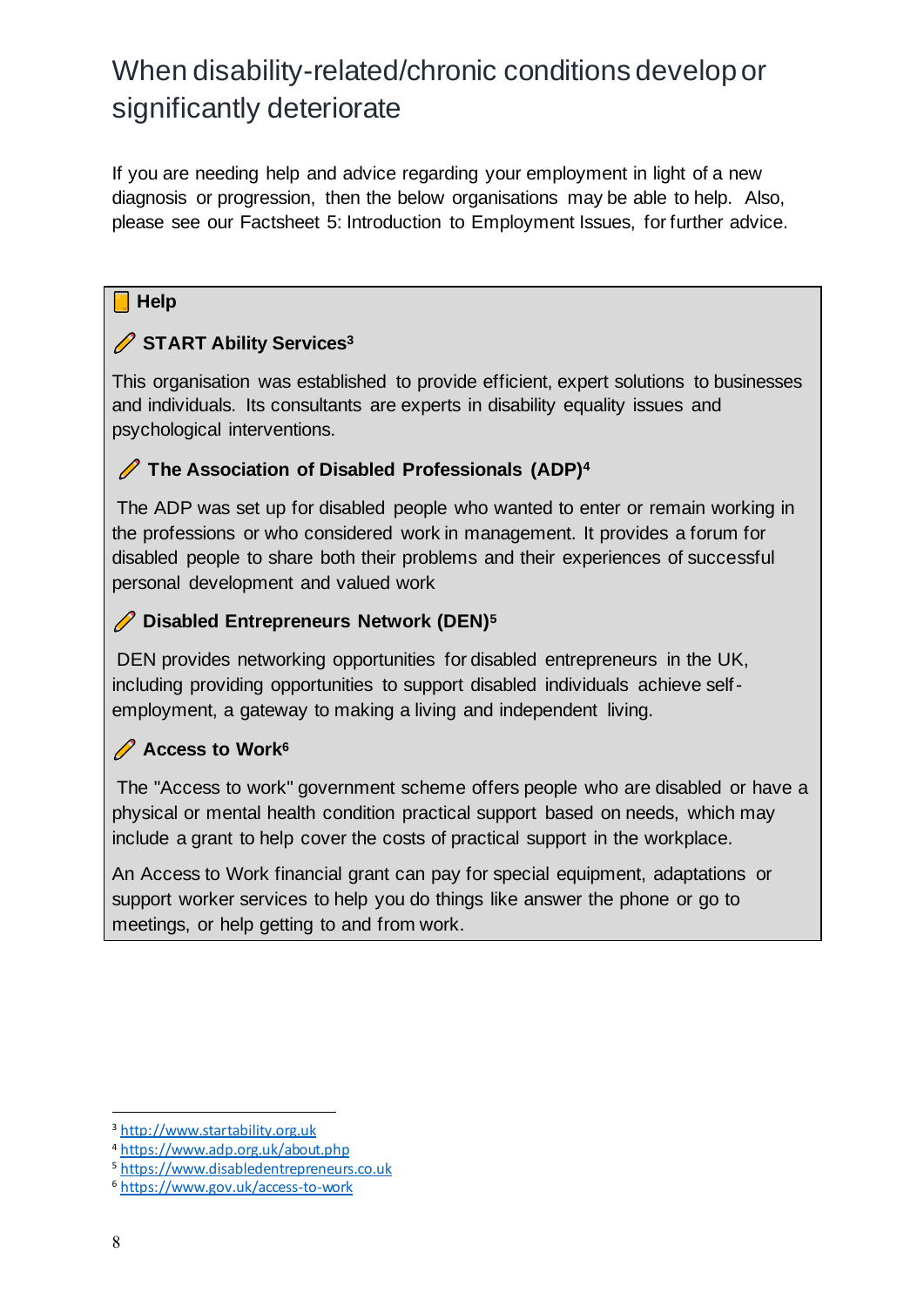## When disability-related/chronic conditions develop or significantly deteriorate

If you are needing help and advice regarding your employment in light of a new diagnosis or progression, then the below organisations may be able to help. Also, please see our Factsheet 5: Introduction to Employment Issues, for further advice.

**Help**

**START Ability Services**[3]

This organisation was established to provide efficient, expert solutions to businesses and individuals. Its consultants are experts in disability equality issues and psychological interventions.

**The Association of Disabled Professionals (ADP)**[4]

The ADP was set up for disabled people who wanted to enter or remain working in the professions or who considered work in management. It provides a forum for disabled people to share both their problems and their experiences of successful personal development and valued work

**Disabled Entrepreneurs Network (DEN)**[5]

DEN provides networking opportunities for disabled entrepreneurs in the UK, including providing opportunities to support disabled individuals achieve self-employment, a gateway to making a living and independent living.

**Access to Work**[6]

The "Access to work" government scheme offers people who are disabled or have a physical or mental health condition practical support based on needs, which may include a grant to help cover the costs of practical support in the workplace.

An Access to Work financial grant can pay for special equipment, adaptations or support worker services to help you do things like answer the phone or go to meetings, or help getting to and from work.

---

[3] http://www.startability.org.uk

[4] https://www.adp.org.uk/about.php

[5] https://www.disabledentrepreneurs.co.uk

[6] https://www.gov.uk/access-to-work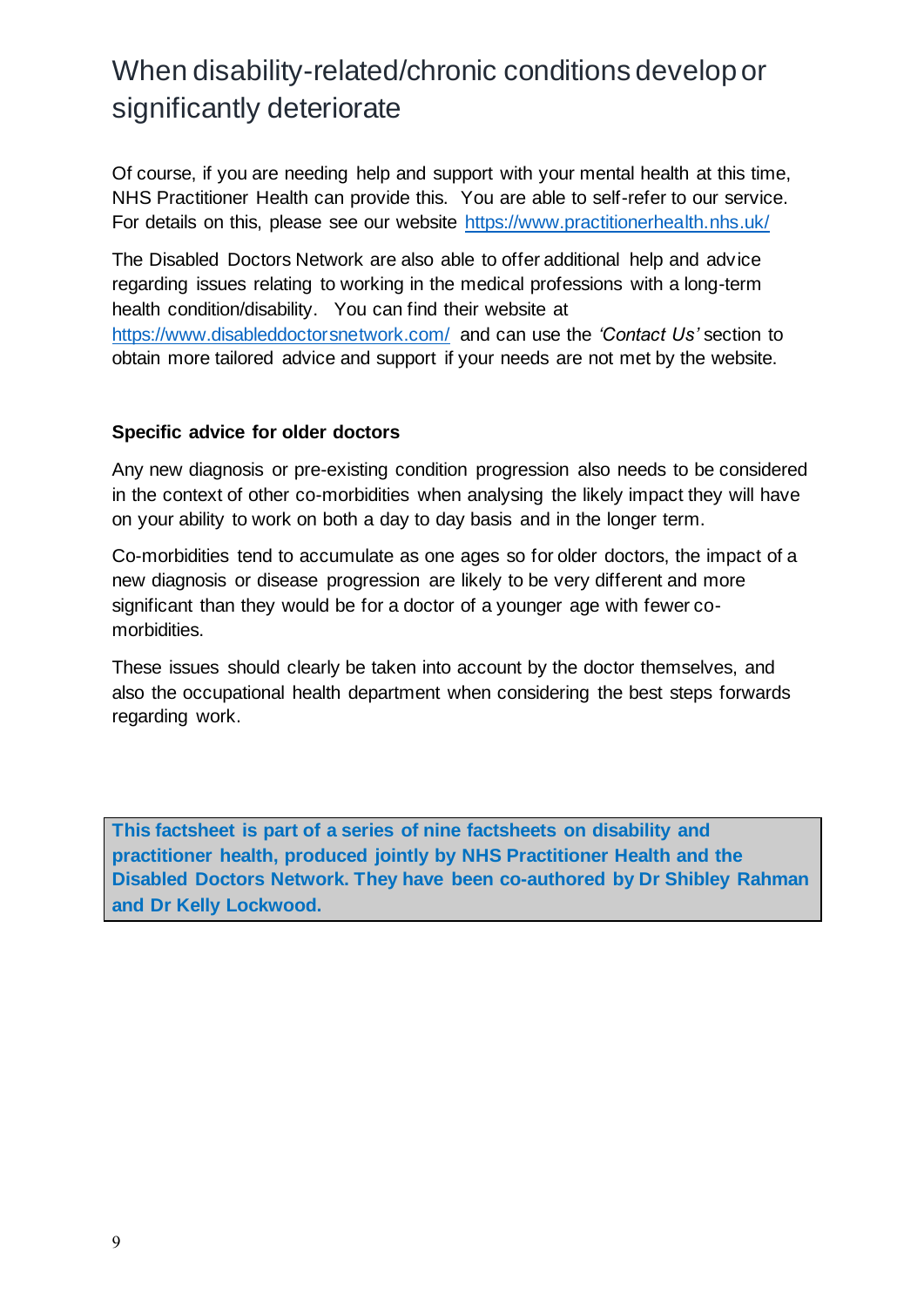## When disability-related/chronic conditions develop or significantly deteriorate

Of course, if you are needing help and support with your mental health at this time, NHS Practitioner Health can provide this. You are able to self-refer to our service. For details on this, please see our website https://www.practitionerhealth.nhs.uk/

The Disabled Doctors Network are also able to offer additional help and advice regarding issues relating to working in the medical professions with a long-term health condition/disability. You can find their website at https://www.disableddoctorsnetwork.com/ and can use the *'Contact Us'* section to obtain more tailored advice and support if your needs are not met by the website.

**Specific advice for older doctors**

Any new diagnosis or pre-existing condition progression also needs to be considered in the context of other co-morbidities when analysing the likely impact they will have on your ability to work on both a day to day basis and in the longer term.

Co-morbidities tend to accumulate as one ages so for older doctors, the impact of a new diagnosis or disease progression are likely to be very different and more significant than they would be for a doctor of a younger age with fewer co-morbidities.

These issues should clearly be taken into account by the doctor themselves, and also the occupational health department when considering the best steps forwards regarding work.

**This factsheet is part of a series of nine factsheets on disability and practitioner health, produced jointly by NHS Practitioner Health and the Disabled Doctors Network. They have been co-authored by Dr Shibley Rahman and Dr Kelly Lockwood.**